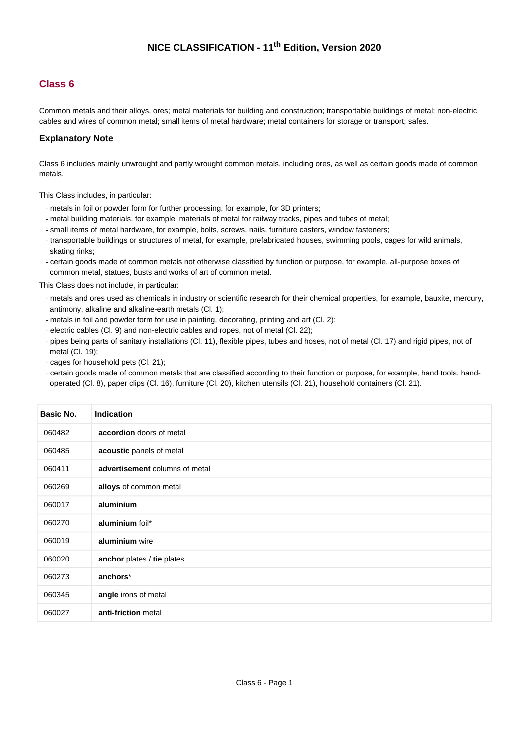# NICE CLASSIFICATION - 11th Edition, Version 2020

## Class 6

Common metals and their alloys, ores; metal materials for building and construction; transportable buildings of metal; non-electric cables and wires of common metal; small items of metal hardware; metal containers for storage or transport; safes.

### Explanatory Note

Class 6 includes mainly unwrought and partly wrought common metals, including ores, as well as certain goods made of common metals.

This Class includes, in particular:

- metals in foil or powder form for further processing, for example, for 3D printers;
- metal building materials, for example, materials of metal for railway tracks, pipes and tubes of metal;
- small items of metal hardware, for example, bolts, screws, nails, furniture casters, window fasteners;
- transportable buildings or structures of metal, for example, prefabricated houses, swimming pools, cages for wild animals, skating rinks;
- certain goods made of common metals not otherwise classified by function or purpose, for example, all-purpose boxes of common metal, statues, busts and works of art of common metal.

This Class does not include, in particular:

- metals and ores used as chemicals in industry or scientific research for their chemical properties, for example, bauxite, mercury, antimony, alkaline and alkaline-earth metals (Cl. 1);
- metals in foil and powder form for use in painting, decorating, printing and art (Cl. 2);
- electric cables (Cl. 9) and non-electric cables and ropes, not of metal (Cl. 22);
- pipes being parts of sanitary installations (Cl. 11), flexible pipes, tubes and hoses, not of metal (Cl. 17) and rigid pipes, not of metal (Cl. 19);
- cages for household pets (Cl. 21);
- certain goods made of common metals that are classified according to their function or purpose, for example, hand tools, hand-operated (Cl. 8), paper clips (Cl. 16), furniture (Cl. 20), kitchen utensils (Cl. 21), household containers (Cl. 21).

| Basic No. | Indication |
|---|---|
| 060482 | **accordion** doors of metal |
| 060485 | **acoustic** panels of metal |
| 060411 | **advertisement** columns of metal |
| 060269 | **alloys** of common metal |
| 060017 | **aluminium** |
| 060270 | **aluminium** foil* |
| 060019 | **aluminium** wire |
| 060020 | **anchor** plates / **tie** plates |
| 060273 | **anchors*** |
| 060345 | **angle** irons of metal |
| 060027 | **anti-friction** metal |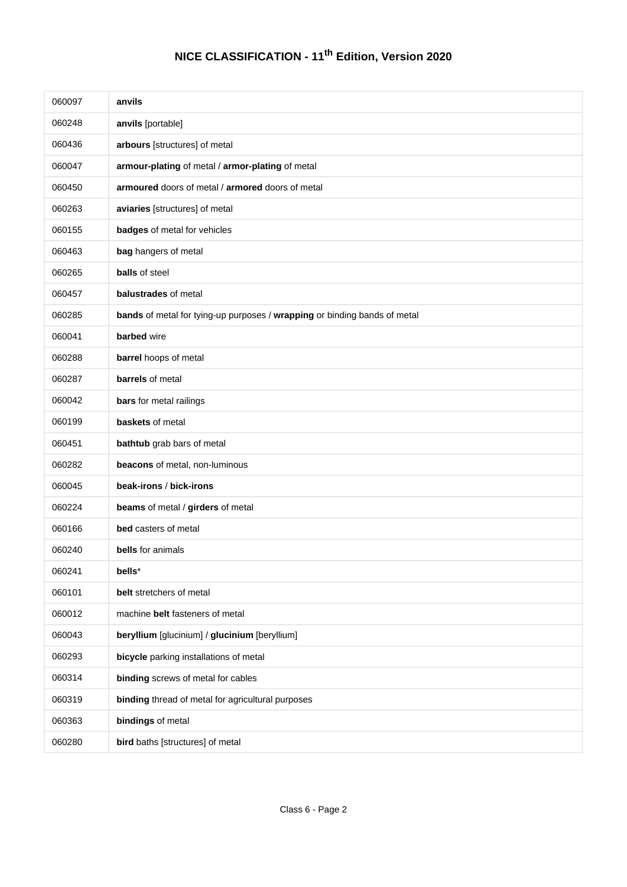# NICE CLASSIFICATION - 11th Edition, Version 2020

| | |
|---|---|
| 060097 | **anvils** |
| 060248 | **anvils** [portable] |
| 060436 | **arbours** [structures] of metal |
| 060047 | **armour-plating** of metal / **armor-plating** of metal |
| 060450 | **armoured** doors of metal / **armored** doors of metal |
| 060263 | **aviaries** [structures] of metal |
| 060155 | **badges** of metal for vehicles |
| 060463 | **bag** hangers of metal |
| 060265 | **balls** of steel |
| 060457 | **balustrades** of metal |
| 060285 | **bands** of metal for tying-up purposes / **wrapping** or binding bands of metal |
| 060041 | **barbed** wire |
| 060288 | **barrel** hoops of metal |
| 060287 | **barrels** of metal |
| 060042 | **bars** for metal railings |
| 060199 | **baskets** of metal |
| 060451 | **bathtub** grab bars of metal |
| 060282 | **beacons** of metal, non-luminous |
| 060045 | **beak-irons** / **bick-irons** |
| 060224 | **beams** of metal / **girders** of metal |
| 060166 | **bed** casters of metal |
| 060240 | **bells** for animals |
| 060241 | **bells*** |
| 060101 | **belt** stretchers of metal |
| 060012 | machine **belt** fasteners of metal |
| 060043 | **beryllium** [glucinium] / **glucinium** [beryllium] |
| 060293 | **bicycle** parking installations of metal |
| 060314 | **binding** screws of metal for cables |
| 060319 | **binding** thread of metal for agricultural purposes |
| 060363 | **bindings** of metal |
| 060280 | **bird** baths [structures] of metal |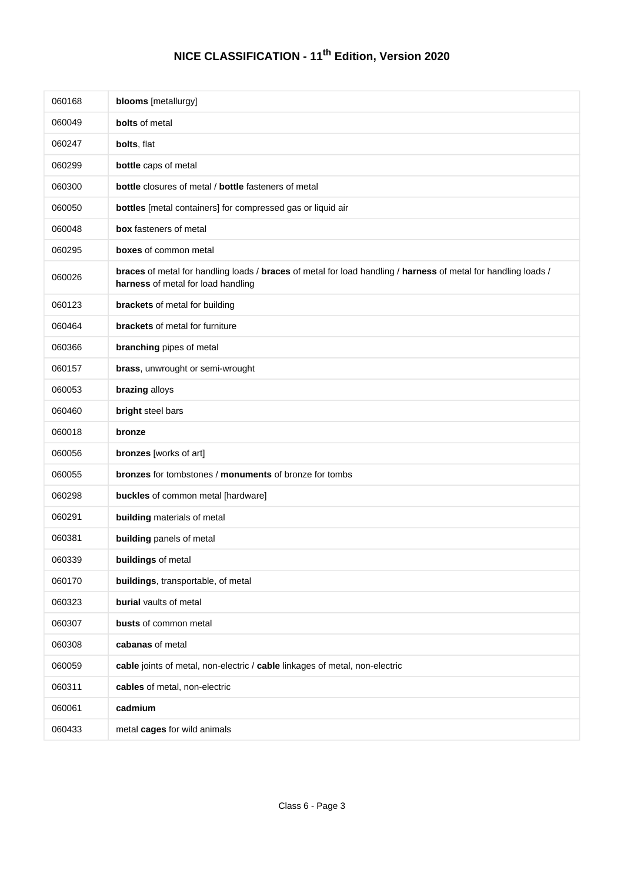# NICE CLASSIFICATION - 11th Edition, Version 2020

| | |
|---|---|
| 060168 | **blooms** [metallurgy] |
| 060049 | **bolts** of metal |
| 060247 | **bolts**, flat |
| 060299 | **bottle** caps of metal |
| 060300 | **bottle** closures of metal / **bottle** fasteners of metal |
| 060050 | **bottles** [metal containers] for compressed gas or liquid air |
| 060048 | **box** fasteners of metal |
| 060295 | **boxes** of common metal |
| 060026 | **braces** of metal for handling loads / **braces** of metal for load handling / **harness** of metal for handling loads / **harness** of metal for load handling |
| 060123 | **brackets** of metal for building |
| 060464 | **brackets** of metal for furniture |
| 060366 | **branching** pipes of metal |
| 060157 | **brass**, unwrought or semi-wrought |
| 060053 | **brazing** alloys |
| 060460 | **bright** steel bars |
| 060018 | **bronze** |
| 060056 | **bronzes** [works of art] |
| 060055 | **bronzes** for tombstones / **monuments** of bronze for tombs |
| 060298 | **buckles** of common metal [hardware] |
| 060291 | **building** materials of metal |
| 060381 | **building** panels of metal |
| 060339 | **buildings** of metal |
| 060170 | **buildings**, transportable, of metal |
| 060323 | **burial** vaults of metal |
| 060307 | **busts** of common metal |
| 060308 | **cabanas** of metal |
| 060059 | **cable** joints of metal, non-electric / **cable** linkages of metal, non-electric |
| 060311 | **cables** of metal, non-electric |
| 060061 | **cadmium** |
| 060433 | metal **cages** for wild animals |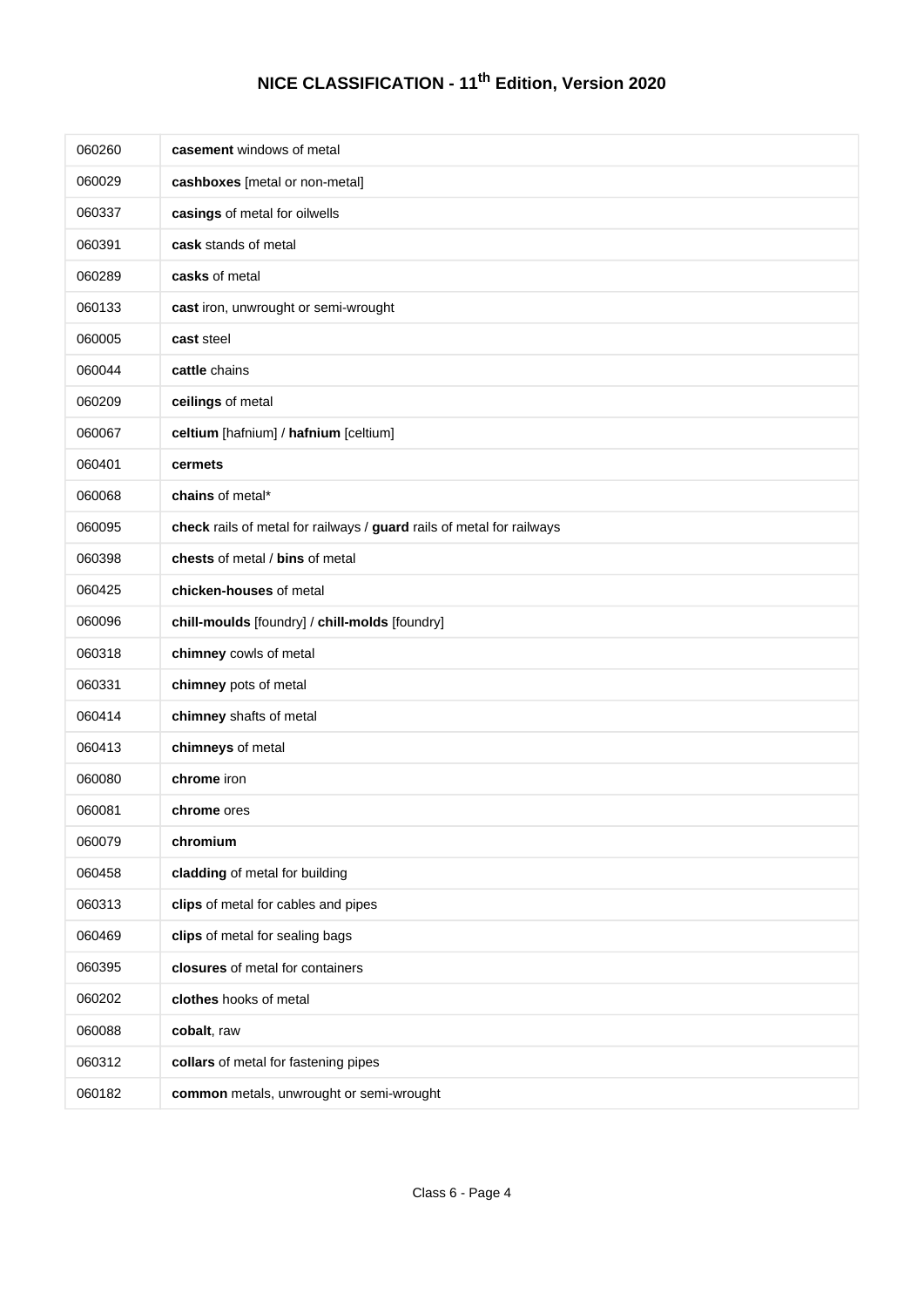# NICE CLASSIFICATION - 11th Edition, Version 2020

| | |
|---|---|
| 060260 | **casement** windows of metal |
| 060029 | **cashboxes** [metal or non-metal] |
| 060337 | **casings** of metal for oilwells |
| 060391 | **cask** stands of metal |
| 060289 | **casks** of metal |
| 060133 | **cast** iron, unwrought or semi-wrought |
| 060005 | **cast** steel |
| 060044 | **cattle** chains |
| 060209 | **ceilings** of metal |
| 060067 | **celtium** [hafnium] / **hafnium** [celtium] |
| 060401 | **cermets** |
| 060068 | **chains** of metal* |
| 060095 | **check** rails of metal for railways / **guard** rails of metal for railways |
| 060398 | **chests** of metal / **bins** of metal |
| 060425 | **chicken-houses** of metal |
| 060096 | **chill-moulds** [foundry] / **chill-molds** [foundry] |
| 060318 | **chimney** cowls of metal |
| 060331 | **chimney** pots of metal |
| 060414 | **chimney** shafts of metal |
| 060413 | **chimneys** of metal |
| 060080 | **chrome** iron |
| 060081 | **chrome** ores |
| 060079 | **chromium** |
| 060458 | **cladding** of metal for building |
| 060313 | **clips** of metal for cables and pipes |
| 060469 | **clips** of metal for sealing bags |
| 060395 | **closures** of metal for containers |
| 060202 | **clothes** hooks of metal |
| 060088 | **cobalt**, raw |
| 060312 | **collars** of metal for fastening pipes |
| 060182 | **common** metals, unwrought or semi-wrought |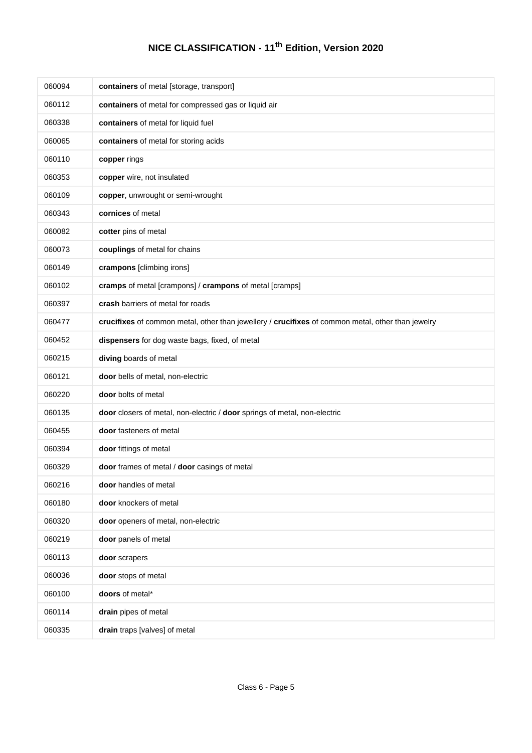# NICE CLASSIFICATION - 11th Edition, Version 2020

| | |
|---|---|
| 060094 | **containers** of metal [storage, transport] |
| 060112 | **containers** of metal for compressed gas or liquid air |
| 060338 | **containers** of metal for liquid fuel |
| 060065 | **containers** of metal for storing acids |
| 060110 | **copper** rings |
| 060353 | **copper** wire, not insulated |
| 060109 | **copper**, unwrought or semi-wrought |
| 060343 | **cornices** of metal |
| 060082 | **cotter** pins of metal |
| 060073 | **couplings** of metal for chains |
| 060149 | **crampons** [climbing irons] |
| 060102 | **cramps** of metal [crampons] / **crampons** of metal [cramps] |
| 060397 | **crash** barriers of metal for roads |
| 060477 | **crucifixes** of common metal, other than jewellery / **crucifixes** of common metal, other than jewelry |
| 060452 | **dispensers** for dog waste bags, fixed, of metal |
| 060215 | **diving** boards of metal |
| 060121 | **door** bells of metal, non-electric |
| 060220 | **door** bolts of metal |
| 060135 | **door** closers of metal, non-electric / **door** springs of metal, non-electric |
| 060455 | **door** fasteners of metal |
| 060394 | **door** fittings of metal |
| 060329 | **door** frames of metal / **door** casings of metal |
| 060216 | **door** handles of metal |
| 060180 | **door** knockers of metal |
| 060320 | **door** openers of metal, non-electric |
| 060219 | **door** panels of metal |
| 060113 | **door** scrapers |
| 060036 | **door** stops of metal |
| 060100 | **doors** of metal* |
| 060114 | **drain** pipes of metal |
| 060335 | **drain** traps [valves] of metal |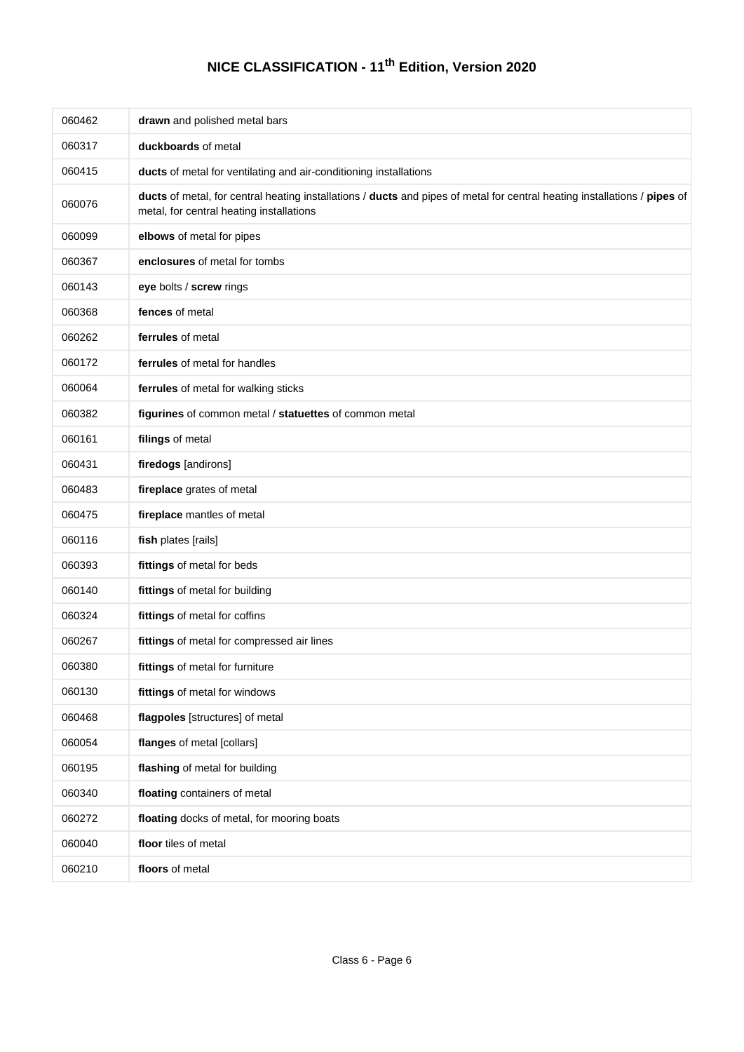# NICE CLASSIFICATION - 11th Edition, Version 2020

| | |
|---|---|
| 060462 | **drawn** and polished metal bars |
| 060317 | **duckboards** of metal |
| 060415 | **ducts** of metal for ventilating and air-conditioning installations |
| 060076 | **ducts** of metal, for central heating installations / **ducts** and pipes of metal for central heating installations / **pipes** of metal, for central heating installations |
| 060099 | **elbows** of metal for pipes |
| 060367 | **enclosures** of metal for tombs |
| 060143 | **eye** bolts / **screw** rings |
| 060368 | **fences** of metal |
| 060262 | **ferrules** of metal |
| 060172 | **ferrules** of metal for handles |
| 060064 | **ferrules** of metal for walking sticks |
| 060382 | **figurines** of common metal / **statuettes** of common metal |
| 060161 | **filings** of metal |
| 060431 | **firedogs** [andirons] |
| 060483 | **fireplace** grates of metal |
| 060475 | **fireplace** mantles of metal |
| 060116 | **fish** plates [rails] |
| 060393 | **fittings** of metal for beds |
| 060140 | **fittings** of metal for building |
| 060324 | **fittings** of metal for coffins |
| 060267 | **fittings** of metal for compressed air lines |
| 060380 | **fittings** of metal for furniture |
| 060130 | **fittings** of metal for windows |
| 060468 | **flagpoles** [structures] of metal |
| 060054 | **flanges** of metal [collars] |
| 060195 | **flashing** of metal for building |
| 060340 | **floating** containers of metal |
| 060272 | **floating** docks of metal, for mooring boats |
| 060040 | **floor** tiles of metal |
| 060210 | **floors** of metal |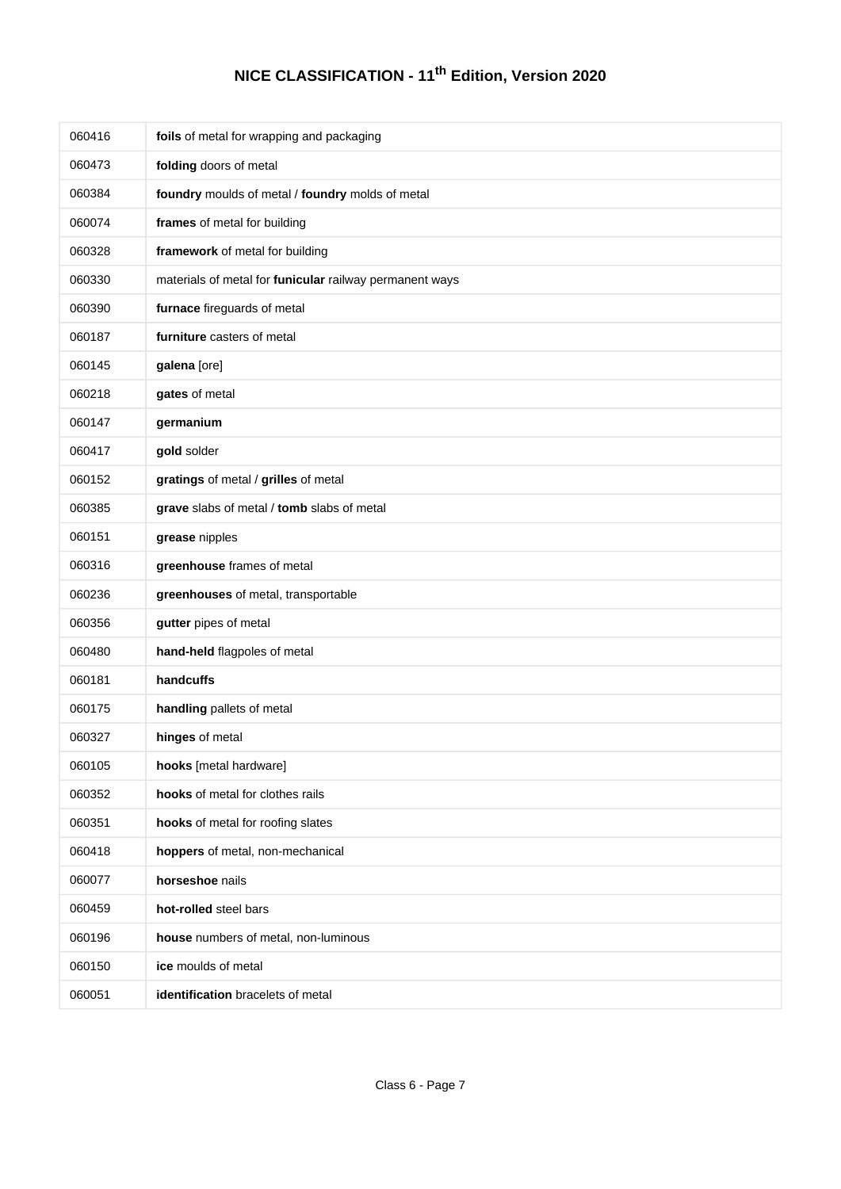| | |
|---|---|
| 060416 | **foils** of metal for wrapping and packaging |
| 060473 | **folding** doors of metal |
| 060384 | **foundry** moulds of metal / **foundry** molds of metal |
| 060074 | **frames** of metal for building |
| 060328 | **framework** of metal for building |
| 060330 | materials of metal for **funicular** railway permanent ways |
| 060390 | **furnace** fireguards of metal |
| 060187 | **furniture** casters of metal |
| 060145 | **galena** [ore] |
| 060218 | **gates** of metal |
| 060147 | **germanium** |
| 060417 | **gold** solder |
| 060152 | **gratings** of metal / **grilles** of metal |
| 060385 | **grave** slabs of metal / **tomb** slabs of metal |
| 060151 | **grease** nipples |
| 060316 | **greenhouse** frames of metal |
| 060236 | **greenhouses** of metal, transportable |
| 060356 | **gutter** pipes of metal |
| 060480 | **hand-held** flagpoles of metal |
| 060181 | **handcuffs** |
| 060175 | **handling** pallets of metal |
| 060327 | **hinges** of metal |
| 060105 | **hooks** [metal hardware] |
| 060352 | **hooks** of metal for clothes rails |
| 060351 | **hooks** of metal for roofing slates |
| 060418 | **hoppers** of metal, non-mechanical |
| 060077 | **horseshoe** nails |
| 060459 | **hot-rolled** steel bars |
| 060196 | **house** numbers of metal, non-luminous |
| 060150 | **ice** moulds of metal |
| 060051 | **identification** bracelets of metal |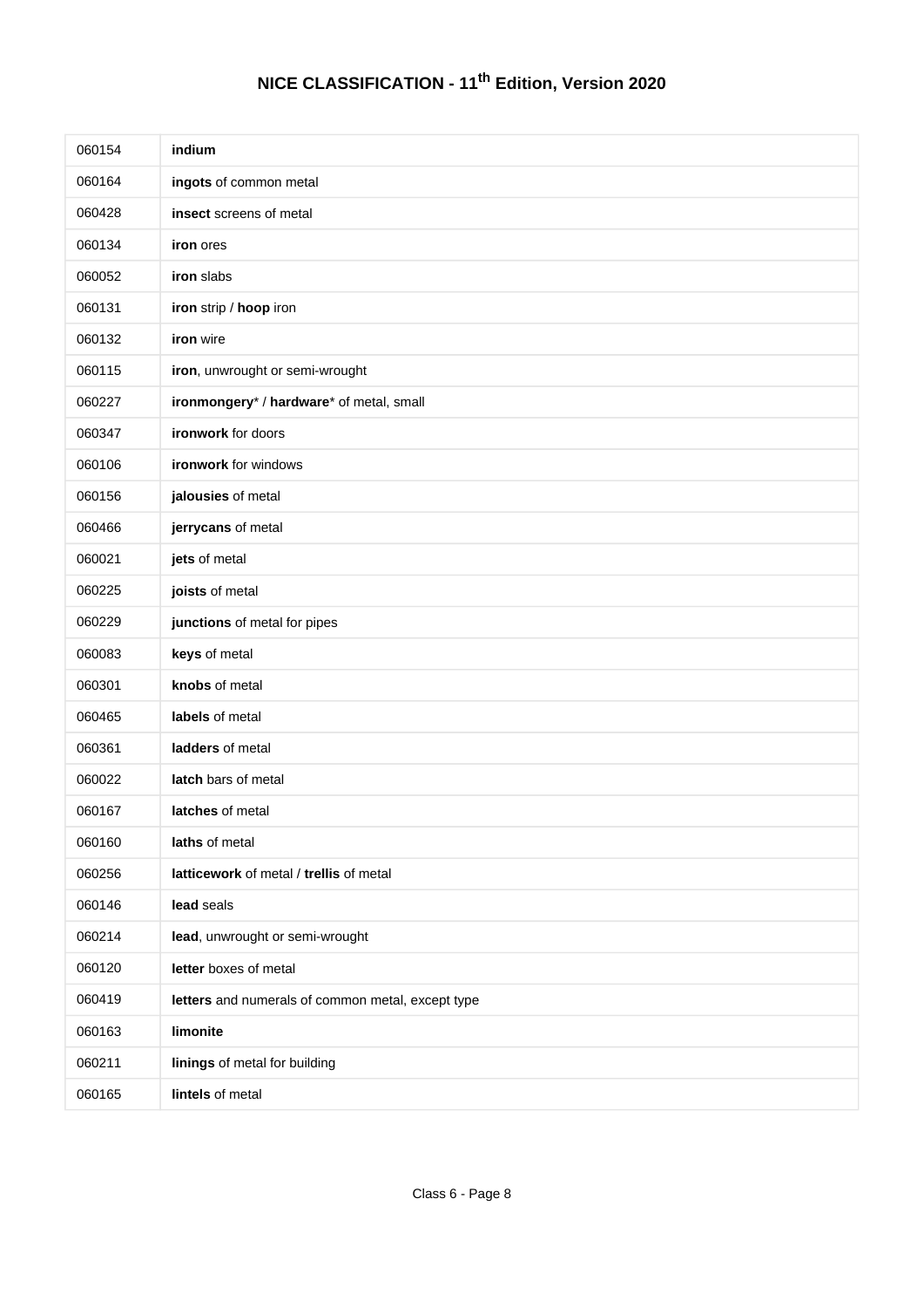# NICE CLASSIFICATION - 11th Edition, Version 2020

| | |
|---|---|
| 060154 | **indium** |
| 060164 | **ingots** of common metal |
| 060428 | **insect** screens of metal |
| 060134 | **iron** ores |
| 060052 | **iron** slabs |
| 060131 | **iron** strip / **hoop** iron |
| 060132 | **iron** wire |
| 060115 | **iron**, unwrought or semi-wrought |
| 060227 | **ironmongery*** / **hardware*** of metal, small |
| 060347 | **ironwork** for doors |
| 060106 | **ironwork** for windows |
| 060156 | **jalousies** of metal |
| 060466 | **jerrycans** of metal |
| 060021 | **jets** of metal |
| 060225 | **joists** of metal |
| 060229 | **junctions** of metal for pipes |
| 060083 | **keys** of metal |
| 060301 | **knobs** of metal |
| 060465 | **labels** of metal |
| 060361 | **ladders** of metal |
| 060022 | **latch** bars of metal |
| 060167 | **latches** of metal |
| 060160 | **laths** of metal |
| 060256 | **latticework** of metal / **trellis** of metal |
| 060146 | **lead** seals |
| 060214 | **lead**, unwrought or semi-wrought |
| 060120 | **letter** boxes of metal |
| 060419 | **letters** and numerals of common metal, except type |
| 060163 | **limonite** |
| 060211 | **linings** of metal for building |
| 060165 | **lintels** of metal |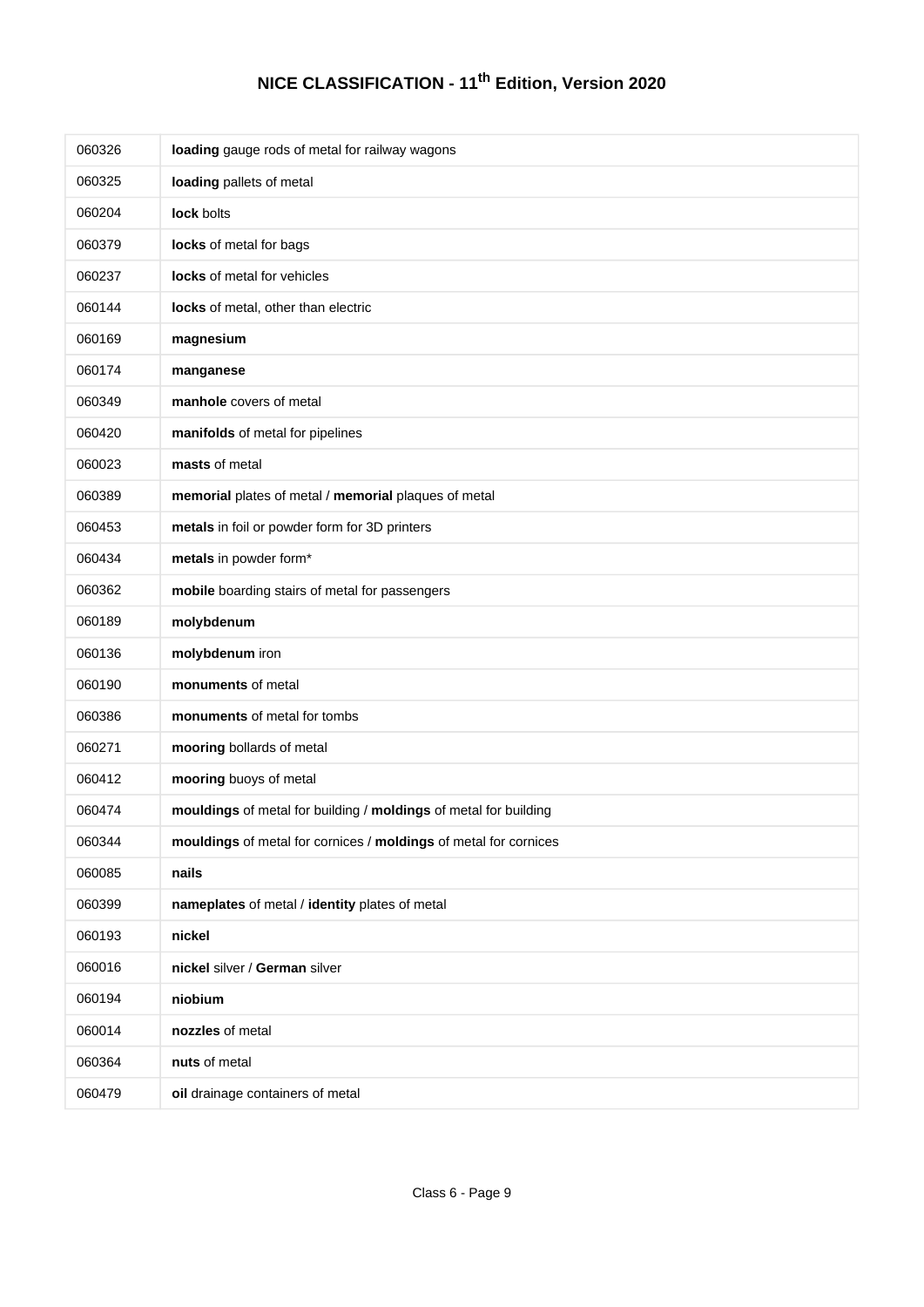# NICE CLASSIFICATION - 11th Edition, Version 2020

| | |
|---|---|
| 060326 | **loading** gauge rods of metal for railway wagons |
| 060325 | **loading** pallets of metal |
| 060204 | **lock** bolts |
| 060379 | **locks** of metal for bags |
| 060237 | **locks** of metal for vehicles |
| 060144 | **locks** of metal, other than electric |
| 060169 | **magnesium** |
| 060174 | **manganese** |
| 060349 | **manhole** covers of metal |
| 060420 | **manifolds** of metal for pipelines |
| 060023 | **masts** of metal |
| 060389 | **memorial** plates of metal / **memorial** plaques of metal |
| 060453 | **metals** in foil or powder form for 3D printers |
| 060434 | **metals** in powder form* |
| 060362 | **mobile** boarding stairs of metal for passengers |
| 060189 | **molybdenum** |
| 060136 | **molybdenum** iron |
| 060190 | **monuments** of metal |
| 060386 | **monuments** of metal for tombs |
| 060271 | **mooring** bollards of metal |
| 060412 | **mooring** buoys of metal |
| 060474 | **mouldings** of metal for building / **moldings** of metal for building |
| 060344 | **mouldings** of metal for cornices / **moldings** of metal for cornices |
| 060085 | **nails** |
| 060399 | **nameplates** of metal / **identity** plates of metal |
| 060193 | **nickel** |
| 060016 | **nickel** silver / **German** silver |
| 060194 | **niobium** |
| 060014 | **nozzles** of metal |
| 060364 | **nuts** of metal |
| 060479 | **oil** drainage containers of metal |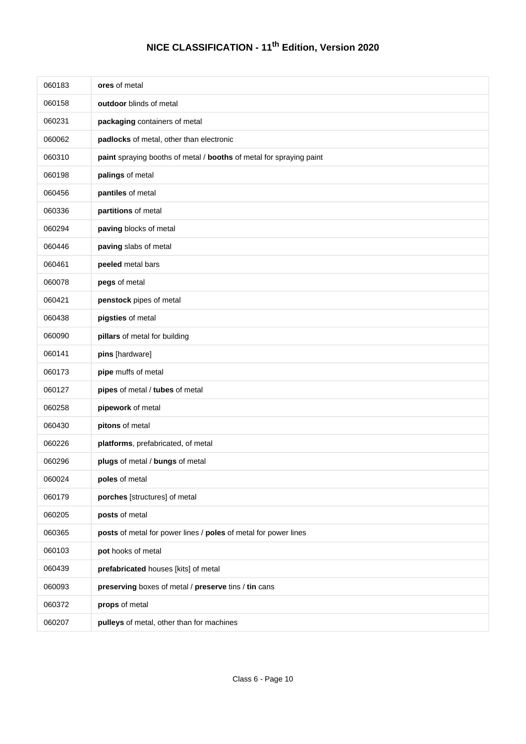# NICE CLASSIFICATION - 11th Edition, Version 2020

| | |
|---|---|
| 060183 | **ores** of metal |
| 060158 | **outdoor** blinds of metal |
| 060231 | **packaging** containers of metal |
| 060062 | **padlocks** of metal, other than electronic |
| 060310 | **paint** spraying booths of metal / **booths** of metal for spraying paint |
| 060198 | **palings** of metal |
| 060456 | **pantiles** of metal |
| 060336 | **partitions** of metal |
| 060294 | **paving** blocks of metal |
| 060446 | **paving** slabs of metal |
| 060461 | **peeled** metal bars |
| 060078 | **pegs** of metal |
| 060421 | **penstock** pipes of metal |
| 060438 | **pigsties** of metal |
| 060090 | **pillars** of metal for building |
| 060141 | **pins** [hardware] |
| 060173 | **pipe** muffs of metal |
| 060127 | **pipes** of metal / **tubes** of metal |
| 060258 | **pipework** of metal |
| 060430 | **pitons** of metal |
| 060226 | **platforms**, prefabricated, of metal |
| 060296 | **plugs** of metal / **bungs** of metal |
| 060024 | **poles** of metal |
| 060179 | **porches** [structures] of metal |
| 060205 | **posts** of metal |
| 060365 | **posts** of metal for power lines / **poles** of metal for power lines |
| 060103 | **pot** hooks of metal |
| 060439 | **prefabricated** houses [kits] of metal |
| 060093 | **preserving** boxes of metal / **preserve** tins / **tin** cans |
| 060372 | **props** of metal |
| 060207 | **pulleys** of metal, other than for machines |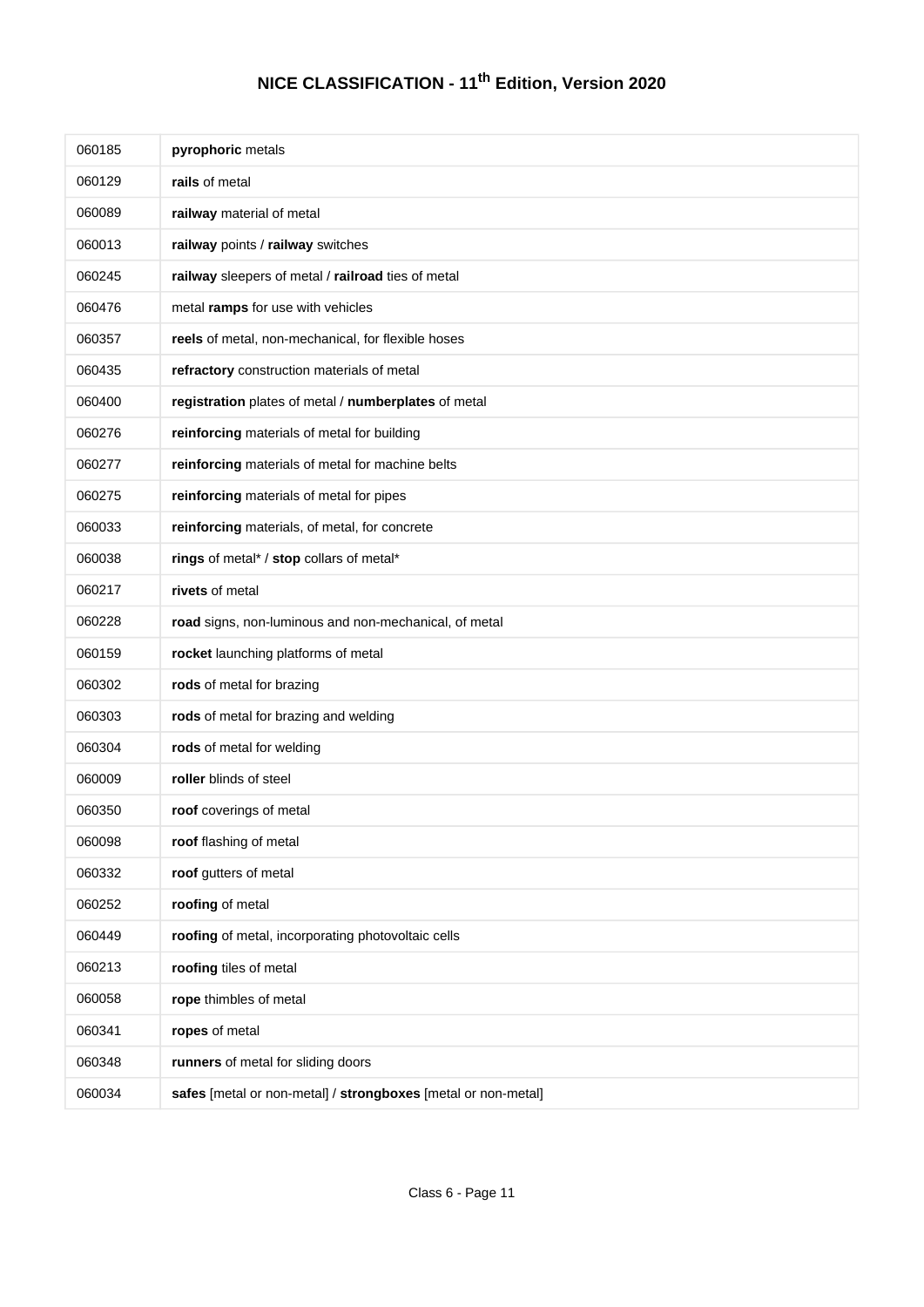# NICE CLASSIFICATION - 11th Edition, Version 2020

| | |
|---|---|
| 060185 | **pyrophoric** metals |
| 060129 | **rails** of metal |
| 060089 | **railway** material of metal |
| 060013 | **railway** points / **railway** switches |
| 060245 | **railway** sleepers of metal / **railroad** ties of metal |
| 060476 | metal **ramps** for use with vehicles |
| 060357 | **reels** of metal, non-mechanical, for flexible hoses |
| 060435 | **refractory** construction materials of metal |
| 060400 | **registration** plates of metal / **numberplates** of metal |
| 060276 | **reinforcing** materials of metal for building |
| 060277 | **reinforcing** materials of metal for machine belts |
| 060275 | **reinforcing** materials of metal for pipes |
| 060033 | **reinforcing** materials, of metal, for concrete |
| 060038 | **rings** of metal* / **stop** collars of metal* |
| 060217 | **rivets** of metal |
| 060228 | **road** signs, non-luminous and non-mechanical, of metal |
| 060159 | **rocket** launching platforms of metal |
| 060302 | **rods** of metal for brazing |
| 060303 | **rods** of metal for brazing and welding |
| 060304 | **rods** of metal for welding |
| 060009 | **roller** blinds of steel |
| 060350 | **roof** coverings of metal |
| 060098 | **roof** flashing of metal |
| 060332 | **roof** gutters of metal |
| 060252 | **roofing** of metal |
| 060449 | **roofing** of metal, incorporating photovoltaic cells |
| 060213 | **roofing** tiles of metal |
| 060058 | **rope** thimbles of metal |
| 060341 | **ropes** of metal |
| 060348 | **runners** of metal for sliding doors |
| 060034 | **safes** [metal or non-metal] / **strongboxes** [metal or non-metal] |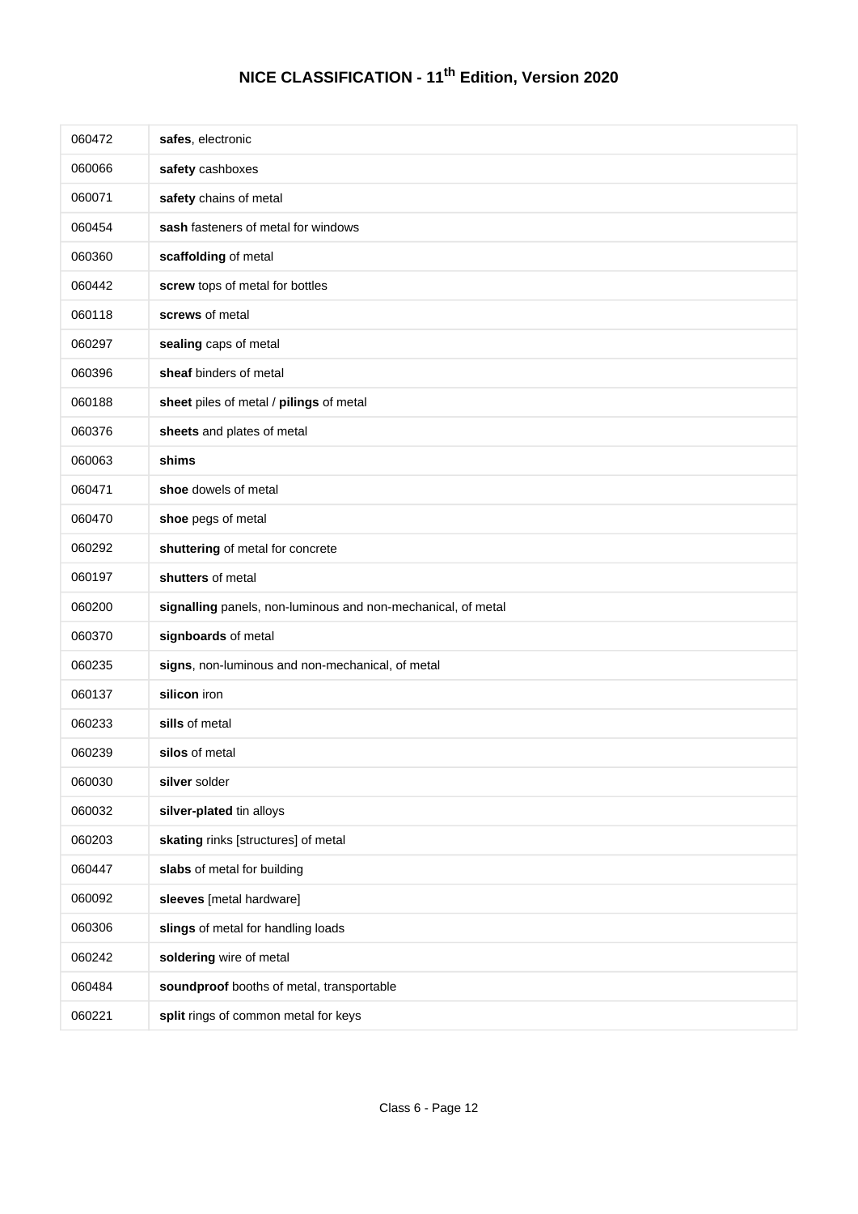# NICE CLASSIFICATION - 11th Edition, Version 2020

| | |
|---|---|
| 060472 | **safes**, electronic |
| 060066 | **safety** cashboxes |
| 060071 | **safety** chains of metal |
| 060454 | **sash** fasteners of metal for windows |
| 060360 | **scaffolding** of metal |
| 060442 | **screw** tops of metal for bottles |
| 060118 | **screws** of metal |
| 060297 | **sealing** caps of metal |
| 060396 | **sheaf** binders of metal |
| 060188 | **sheet** piles of metal / **pilings** of metal |
| 060376 | **sheets** and plates of metal |
| 060063 | **shims** |
| 060471 | **shoe** dowels of metal |
| 060470 | **shoe** pegs of metal |
| 060292 | **shuttering** of metal for concrete |
| 060197 | **shutters** of metal |
| 060200 | **signalling** panels, non-luminous and non-mechanical, of metal |
| 060370 | **signboards** of metal |
| 060235 | **signs**, non-luminous and non-mechanical, of metal |
| 060137 | **silicon** iron |
| 060233 | **sills** of metal |
| 060239 | **silos** of metal |
| 060030 | **silver** solder |
| 060032 | **silver-plated** tin alloys |
| 060203 | **skating** rinks [structures] of metal |
| 060447 | **slabs** of metal for building |
| 060092 | **sleeves** [metal hardware] |
| 060306 | **slings** of metal for handling loads |
| 060242 | **soldering** wire of metal |
| 060484 | **soundproof** booths of metal, transportable |
| 060221 | **split** rings of common metal for keys |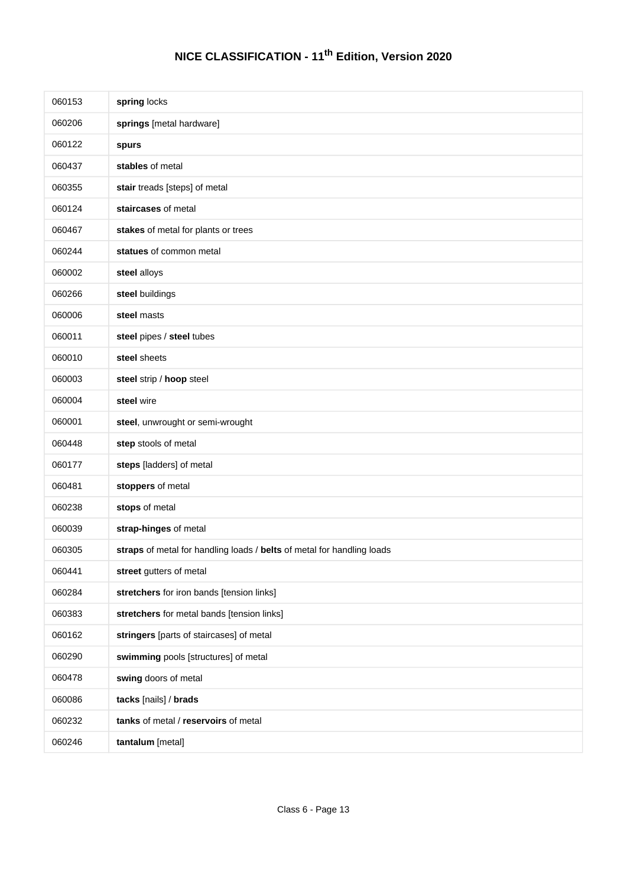# NICE CLASSIFICATION - 11th Edition, Version 2020

| | |
|---|---|
| 060153 | **spring** locks |
| 060206 | **springs** [metal hardware] |
| 060122 | **spurs** |
| 060437 | **stables** of metal |
| 060355 | **stair** treads [steps] of metal |
| 060124 | **staircases** of metal |
| 060467 | **stakes** of metal for plants or trees |
| 060244 | **statues** of common metal |
| 060002 | **steel** alloys |
| 060266 | **steel** buildings |
| 060006 | **steel** masts |
| 060011 | **steel** pipes / **steel** tubes |
| 060010 | **steel** sheets |
| 060003 | **steel** strip / **hoop** steel |
| 060004 | **steel** wire |
| 060001 | **steel**, unwrought or semi-wrought |
| 060448 | **step** stools of metal |
| 060177 | **steps** [ladders] of metal |
| 060481 | **stoppers** of metal |
| 060238 | **stops** of metal |
| 060039 | **strap-hinges** of metal |
| 060305 | **straps** of metal for handling loads / **belts** of metal for handling loads |
| 060441 | **street** gutters of metal |
| 060284 | **stretchers** for iron bands [tension links] |
| 060383 | **stretchers** for metal bands [tension links] |
| 060162 | **stringers** [parts of staircases] of metal |
| 060290 | **swimming** pools [structures] of metal |
| 060478 | **swing** doors of metal |
| 060086 | **tacks** [nails] / **brads** |
| 060232 | **tanks** of metal / **reservoirs** of metal |
| 060246 | **tantalum** [metal] |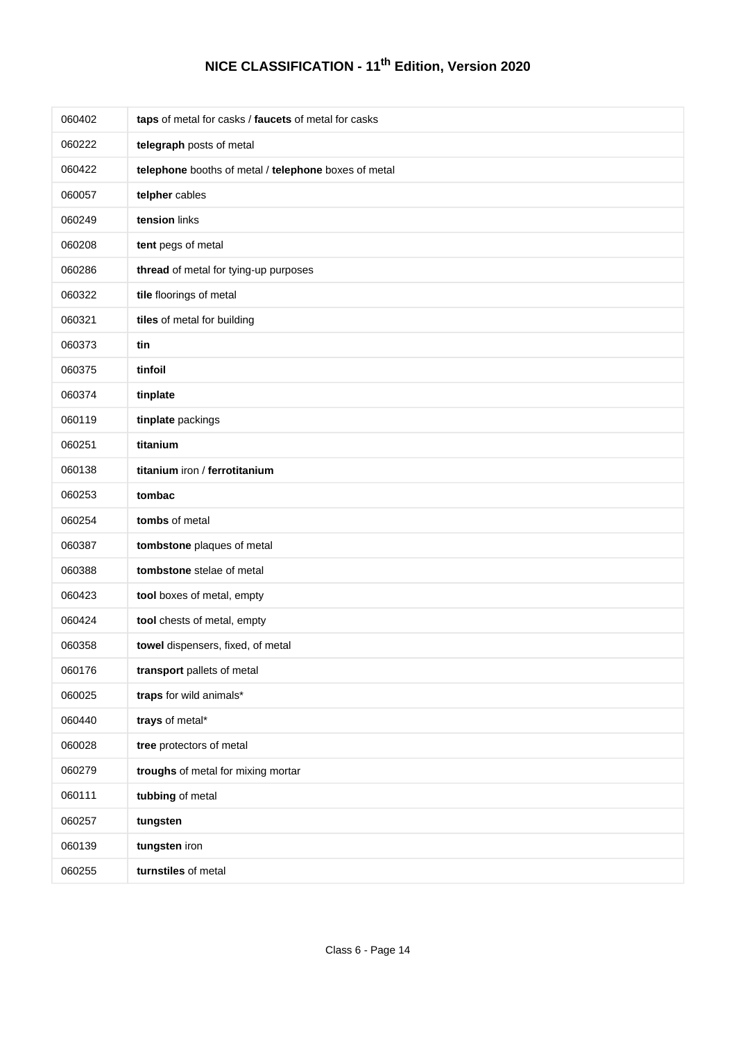# NICE CLASSIFICATION - 11th Edition, Version 2020

| | |
|---|---|
| 060402 | **taps** of metal for casks / **faucets** of metal for casks |
| 060222 | **telegraph** posts of metal |
| 060422 | **telephone** booths of metal / **telephone** boxes of metal |
| 060057 | **telpher** cables |
| 060249 | **tension** links |
| 060208 | **tent** pegs of metal |
| 060286 | **thread** of metal for tying-up purposes |
| 060322 | **tile** floorings of metal |
| 060321 | **tiles** of metal for building |
| 060373 | **tin** |
| 060375 | **tinfoil** |
| 060374 | **tinplate** |
| 060119 | **tinplate** packings |
| 060251 | **titanium** |
| 060138 | **titanium** iron / **ferrotitanium** |
| 060253 | **tombac** |
| 060254 | **tombs** of metal |
| 060387 | **tombstone** plaques of metal |
| 060388 | **tombstone** stelae of metal |
| 060423 | **tool** boxes of metal, empty |
| 060424 | **tool** chests of metal, empty |
| 060358 | **towel** dispensers, fixed, of metal |
| 060176 | **transport** pallets of metal |
| 060025 | **traps** for wild animals* |
| 060440 | **trays** of metal* |
| 060028 | **tree** protectors of metal |
| 060279 | **troughs** of metal for mixing mortar |
| 060111 | **tubbing** of metal |
| 060257 | **tungsten** |
| 060139 | **tungsten** iron |
| 060255 | **turnstiles** of metal |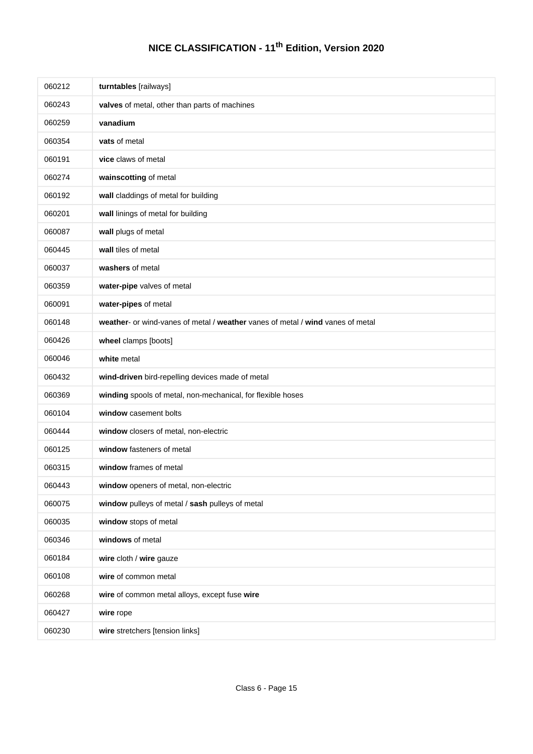# NICE CLASSIFICATION - 11th Edition, Version 2020

| | |
|---|---|
| 060212 | **turntables** [railways] |
| 060243 | **valves** of metal, other than parts of machines |
| 060259 | **vanadium** |
| 060354 | **vats** of metal |
| 060191 | **vice** claws of metal |
| 060274 | **wainscotting** of metal |
| 060192 | **wall** claddings of metal for building |
| 060201 | **wall** linings of metal for building |
| 060087 | **wall** plugs of metal |
| 060445 | **wall** tiles of metal |
| 060037 | **washers** of metal |
| 060359 | **water-pipe** valves of metal |
| 060091 | **water-pipes** of metal |
| 060148 | **weather**- or wind-vanes of metal / **weather** vanes of metal / **wind** vanes of metal |
| 060426 | **wheel** clamps [boots] |
| 060046 | **white** metal |
| 060432 | **wind-driven** bird-repelling devices made of metal |
| 060369 | **winding** spools of metal, non-mechanical, for flexible hoses |
| 060104 | **window** casement bolts |
| 060444 | **window** closers of metal, non-electric |
| 060125 | **window** fasteners of metal |
| 060315 | **window** frames of metal |
| 060443 | **window** openers of metal, non-electric |
| 060075 | **window** pulleys of metal / **sash** pulleys of metal |
| 060035 | **window** stops of metal |
| 060346 | **windows** of metal |
| 060184 | **wire** cloth / **wire** gauze |
| 060108 | **wire** of common metal |
| 060268 | **wire** of common metal alloys, except fuse **wire** |
| 060427 | **wire** rope |
| 060230 | **wire** stretchers [tension links] |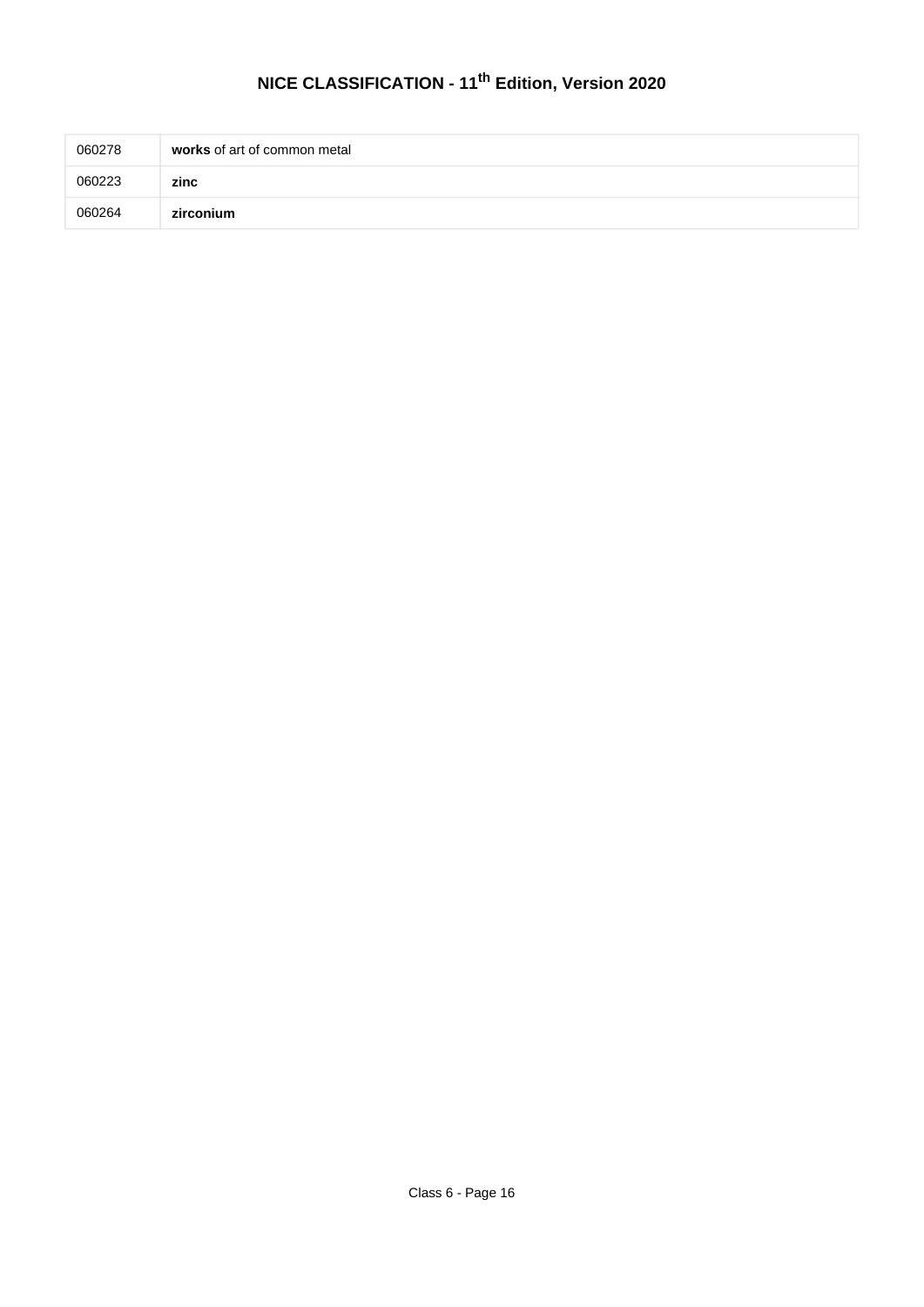# NICE CLASSIFICATION - 11th Edition, Version 2020

| | |
|---|---|
| 060278 | **works** of art of common metal |
| 060223 | **zinc** |
| 060264 | **zirconium** |